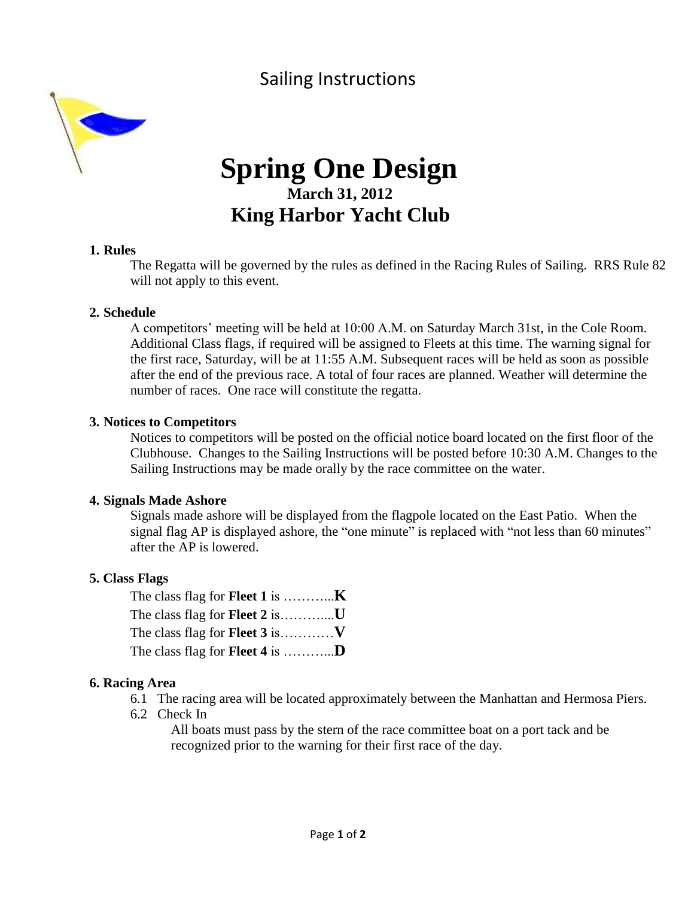Sailing Instructions

# Spring One Design

## March 31, 2012

## King Harbor Yacht Club

### 1. Rules

The Regatta will be governed by the rules as defined in the Racing Rules of Sailing. RRS Rule 82 will not apply to this event.

### 2. Schedule

A competitors' meeting will be held at 10:00 A.M. on Saturday March 31st, in the Cole Room. Additional Class flags, if required will be assigned to Fleets at this time. The warning signal for the first race, Saturday, will be at 11:55 A.M. Subsequent races will be held as soon as possible after the end of the previous race. A total of four races are planned. Weather will determine the number of races. One race will constitute the regatta.

### 3. Notices to Competitors

Notices to competitors will be posted on the official notice board located on the first floor of the Clubhouse. Changes to the Sailing Instructions will be posted before 10:30 A.M. Changes to the Sailing Instructions may be made orally by the race committee on the water.

### 4. Signals Made Ashore

Signals made ashore will be displayed from the flagpole located on the East Patio. When the signal flag AP is displayed ashore, the "one minute" is replaced with "not less than 60 minutes" after the AP is lowered.

### 5. Class Flags

The class flag for **Fleet 1** is ………...**K**
The class flag for **Fleet 2** is………....**U**
The class flag for **Fleet 3** is…………**V**
The class flag for **Fleet 4** is ………...**D**

### 6. Racing Area

6.1 The racing area will be located approximately between the Manhattan and Hermosa Piers.

6.2 Check In

All boats must pass by the stern of the race committee boat on a port tack and be recognized prior to the warning for their first race of the day.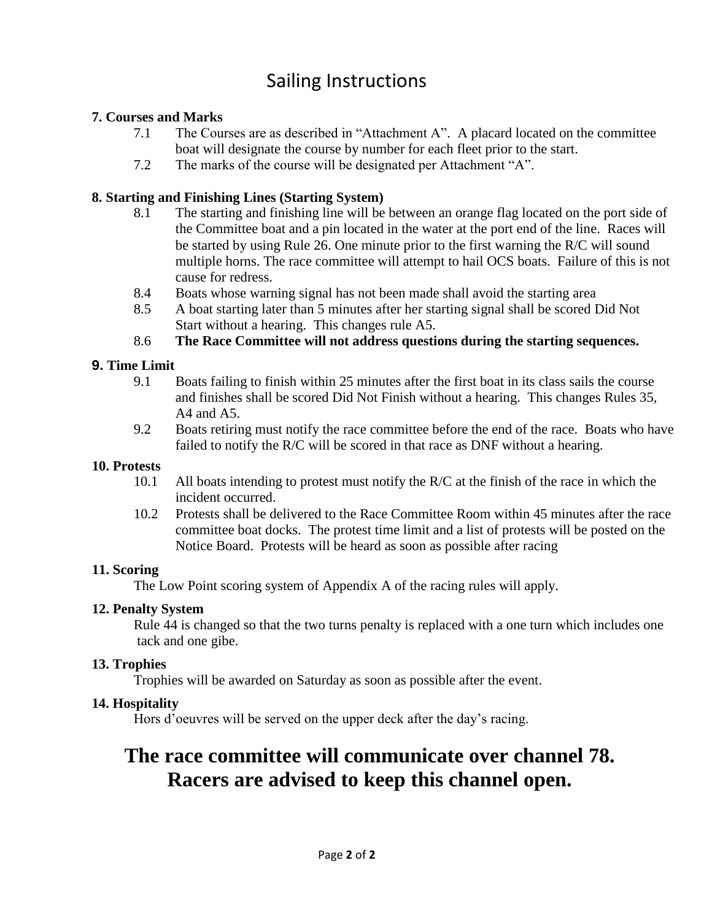# Sailing Instructions

**7. Courses and Marks**

7.1 The Courses are as described in "Attachment A". A placard located on the committee boat will designate the course by number for each fleet prior to the start.

7.2 The marks of the course will be designated per Attachment "A".

**8. Starting and Finishing Lines (Starting System)**

8.1 The starting and finishing line will be between an orange flag located on the port side of the Committee boat and a pin located in the water at the port end of the line. Races will be started by using Rule 26. One minute prior to the first warning the R/C will sound multiple horns. The race committee will attempt to hail OCS boats. Failure of this is not cause for redress.

8.4 Boats whose warning signal has not been made shall avoid the starting area

8.5 A boat starting later than 5 minutes after her starting signal shall be scored Did Not Start without a hearing. This changes rule A5.

8.6 **The Race Committee will not address questions during the starting sequences.**

**9. Time Limit**

9.1 Boats failing to finish within 25 minutes after the first boat in its class sails the course and finishes shall be scored Did Not Finish without a hearing. This changes Rules 35, A4 and A5.

9.2 Boats retiring must notify the race committee before the end of the race. Boats who have failed to notify the R/C will be scored in that race as DNF without a hearing.

**10. Protests**

10.1 All boats intending to protest must notify the R/C at the finish of the race in which the incident occurred.

10.2 Protests shall be delivered to the Race Committee Room within 45 minutes after the race committee boat docks. The protest time limit and a list of protests will be posted on the Notice Board. Protests will be heard as soon as possible after racing

**11. Scoring**

The Low Point scoring system of Appendix A of the racing rules will apply.

**12. Penalty System**

Rule 44 is changed so that the two turns penalty is replaced with a one turn which includes one tack and one gibe.

**13. Trophies**

Trophies will be awarded on Saturday as soon as possible after the event.

**14. Hospitality**

Hors d'oeuvres will be served on the upper deck after the day's racing.

**The race committee will communicate over channel 78.**
**Racers are advised to keep this channel open.**